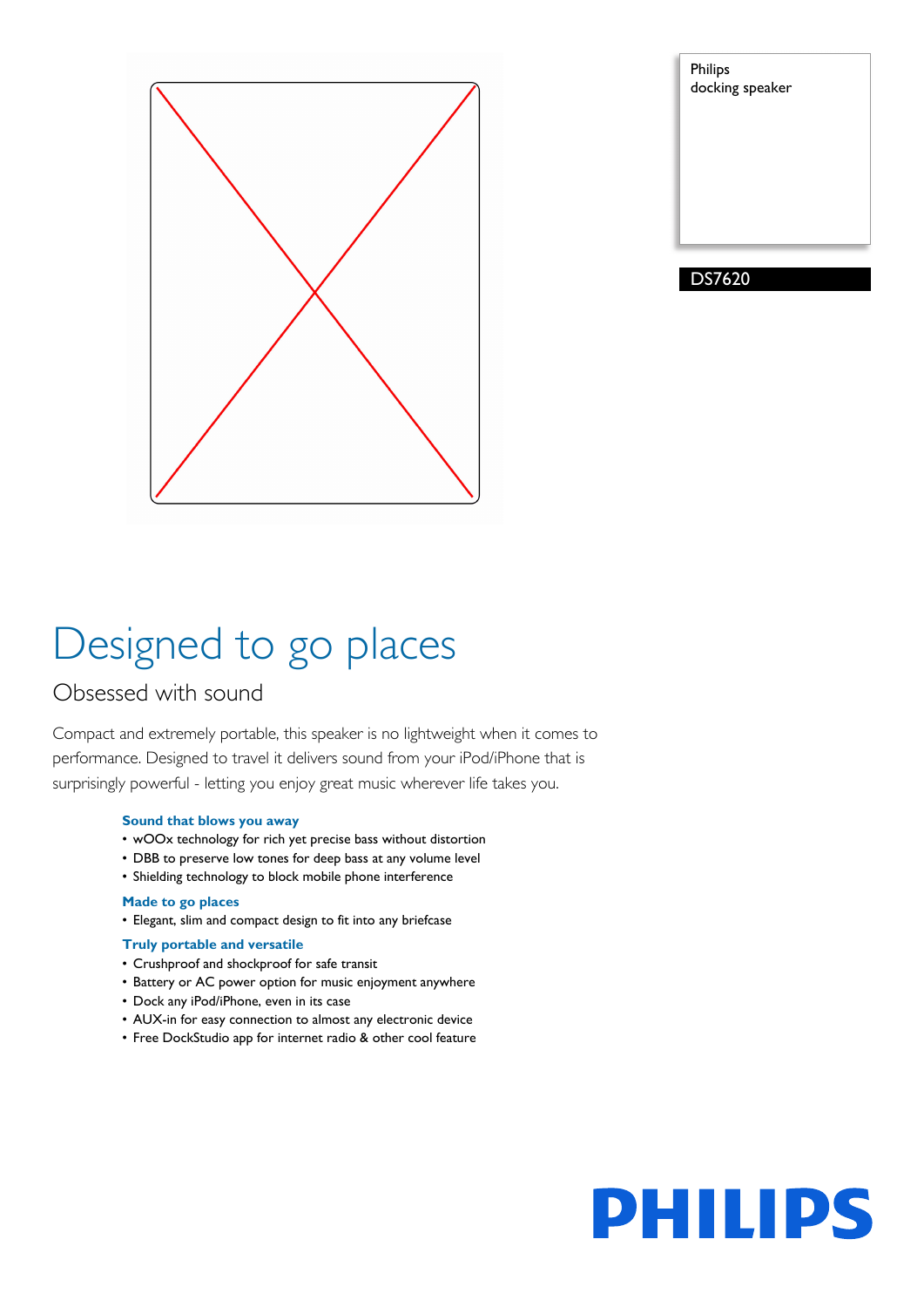Philips
docking speaker

DS7620

# Designed to go places

## Obsessed with sound

Compact and extremely portable, this speaker is no lightweight when it comes to performance. Designed to travel it delivers sound from your iPod/iPhone that is surprisingly powerful - letting you enjoy great music wherever life takes you.

### Sound that blows you away

- wOOx technology for rich yet precise bass without distortion
- DBB to preserve low tones for deep bass at any volume level
- Shielding technology to block mobile phone interference

### Made to go places

- Elegant, slim and compact design to fit into any briefcase

### Truly portable and versatile

- Crushproof and shockproof for safe transit
- Battery or AC power option for music enjoyment anywhere
- Dock any iPod/iPhone, even in its case
- AUX-in for easy connection to almost any electronic device
- Free DockStudio app for internet radio & other cool feature

PHILIPS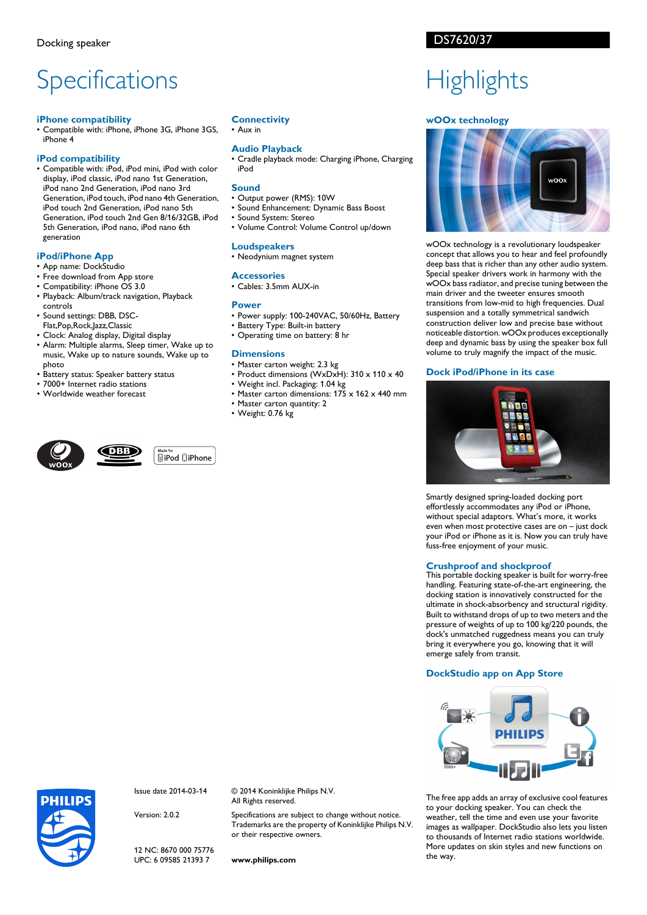Docking speaker

DS7620/37

# Specifications

### iPhone compatibility
- Compatible with: iPhone, iPhone 3G, iPhone 3GS, iPhone 4

### iPod compatibility
- Compatible with: iPod, iPod mini, iPod with color display, iPod classic, iPod nano 1st Generation, iPod nano 2nd Generation, iPod nano 3rd Generation, iPod touch, iPod nano 4th Generation, iPod touch 2nd Generation, iPod nano 5th Generation, iPod touch 2nd Gen 8/16/32GB, iPod 5th Generation, iPod nano, iPod nano 6th generation

### iPod/iPhone App
- App name: DockStudio
- Free download from App store
- Compatibility: iPhone OS 3.0
- Playback: Album/track navigation, Playback controls
- Sound settings: DBB, DSC-Flat,Pop,Rock,Jazz,Classic
- Clock: Analog display, Digital display
- Alarm: Multiple alarms, Sleep timer, Wake up to music, Wake up to nature sounds, Wake up to photo
- Battery status: Speaker battery status
- 7000+ Internet radio stations
- Worldwide weather forecast

### Connectivity
- Aux in

### Audio Playback
- Cradle playback mode: Charging iPhone, Charging iPod

### Sound
- Output power (RMS): 10W
- Sound Enhancement: Dynamic Bass Boost
- Sound System: Stereo
- Volume Control: Volume Control up/down

### Loudspeakers
- Neodynium magnet system

### Accessories
- Cables: 3.5mm AUX-in

### Power
- Power supply: 100-240VAC, 50/60Hz, Battery
- Battery Type: Built-in battery
- Operating time on battery: 8 hr

### Dimensions
- Master carton weight: 2.3 kg
- Product dimensions (WxDxH): 310 x 110 x 40
- Weight incl. Packaging: 1.04 kg
- Master carton dimensions: 175 x 162 x 440 mm
- Master carton quantity: 2
- Weight: 0.76 kg

# Highlights

### wOOx technology

wOOx technology is a revolutionary loudspeaker concept that allows you to hear and feel profoundly deep bass that is richer than any other audio system. Special speaker drivers work in harmony with the wOOx bass radiator, and precise tuning between the main driver and the tweeter ensures smooth transitions from low-mid to high frequencies. Dual suspension and a totally symmetrical sandwich construction deliver low and precise base without noticeable distortion. wOOx produces exceptionally deep and dynamic bass by using the speaker box full volume to truly magnify the impact of the music.

### Dock iPod/iPhone in its case

Smartly designed spring-loaded docking port effortlessly accommodates any iPod or iPhone, without special adaptors. What's more, it works even when most protective cases are on – just dock your iPod or iPhone as it is. Now you can truly have fuss-free enjoyment of your music.

### Crushproof and shockproof

This portable docking speaker is built for worry-free handling. Featuring state-of-the-art engineering, the docking station is innovatively constructed for the ultimate in shock-absorbency and structural rigidity. Built to withstand drops of up to two meters and the pressure of weights of up to 100 kg/220 pounds, the dock's unmatched ruggedness means you can truly bring it everywhere you go, knowing that it will emerge safely from transit.

### DockStudio app on App Store

The free app adds an array of exclusive cool features to your docking speaker. You can check the weather, tell the time and even use your favorite images as wallpaper. DockStudio also lets you listen to thousands of Internet radio stations worldwide. More updates on skin styles and new functions on the way.

Issue date 2014-03-14

Version: 2.0.2

12 NC: 8670 000 75776
UPC: 6 09585 21393 7

© 2014 Koninklijke Philips N.V.
All Rights reserved.

Specifications are subject to change without notice. Trademarks are the property of Koninklijke Philips N.V. or their respective owners.

www.philips.com